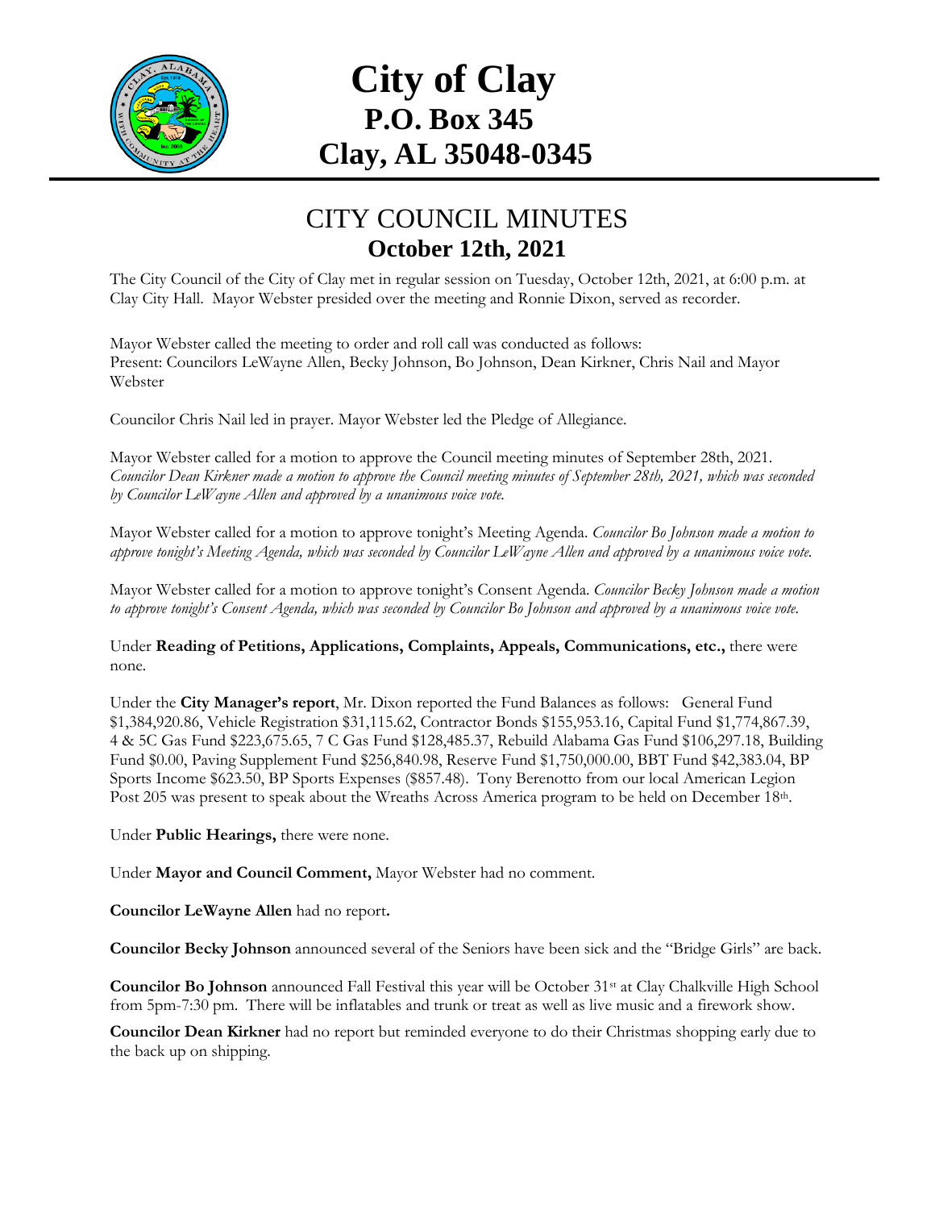# City of Clay
## P.O. Box 345
## Clay, AL 35048-0345

---

## CITY COUNCIL MINUTES
### October 12th, 2021

The City Council of the City of Clay met in regular session on Tuesday, October 12th, 2021, at 6:00 p.m. at Clay City Hall. Mayor Webster presided over the meeting and Ronnie Dixon, served as recorder.

Mayor Webster called the meeting to order and roll call was conducted as follows:
Present: Councilors LeWayne Allen, Becky Johnson, Bo Johnson, Dean Kirkner, Chris Nail and Mayor Webster

Councilor Chris Nail led in prayer. Mayor Webster led the Pledge of Allegiance.

Mayor Webster called for a motion to approve the Council meeting minutes of September 28th, 2021. *Councilor Dean Kirkner made a motion to approve the Council meeting minutes of September 28th, 2021, which was seconded by Councilor LeWayne Allen and approved by a unanimous voice vote.*

Mayor Webster called for a motion to approve tonight's Meeting Agenda. *Councilor Bo Johnson made a motion to approve tonight's Meeting Agenda, which was seconded by Councilor LeWayne Allen and approved by a unanimous voice vote.*

Mayor Webster called for a motion to approve tonight's Consent Agenda. *Councilor Becky Johnson made a motion to approve tonight's Consent Agenda, which was seconded by Councilor Bo Johnson and approved by a unanimous voice vote.*

Under **Reading of Petitions, Applications, Complaints, Appeals, Communications, etc.,** there were none.

Under the **City Manager's report**, Mr. Dixon reported the Fund Balances as follows: General Fund $1,384,920.86, Vehicle Registration $31,115.62, Contractor Bonds $155,953.16, Capital Fund $1,774,867.39, 4 & 5C Gas Fund $223,675.65, 7 C Gas Fund $128,485.37, Rebuild Alabama Gas Fund $106,297.18, Building Fund $0.00, Paving Supplement Fund $256,840.98, Reserve Fund $1,750,000.00, BBT Fund $42,383.04, BP Sports Income $623.50, BP Sports Expenses ($857.48). Tony Berenotto from our local American Legion Post 205 was present to speak about the Wreaths Across America program to be held on December 18th.

Under **Public Hearings,** there were none.

Under **Mayor and Council Comment,** Mayor Webster had no comment.

**Councilor LeWayne Allen** had no report**.**

**Councilor Becky Johnson** announced several of the Seniors have been sick and the "Bridge Girls" are back.

**Councilor Bo Johnson** announced Fall Festival this year will be October 31st at Clay Chalkville High School from 5pm-7:30 pm. There will be inflatables and trunk or treat as well as live music and a firework show.

**Councilor Dean Kirkner** had no report but reminded everyone to do their Christmas shopping early due to the back up on shipping.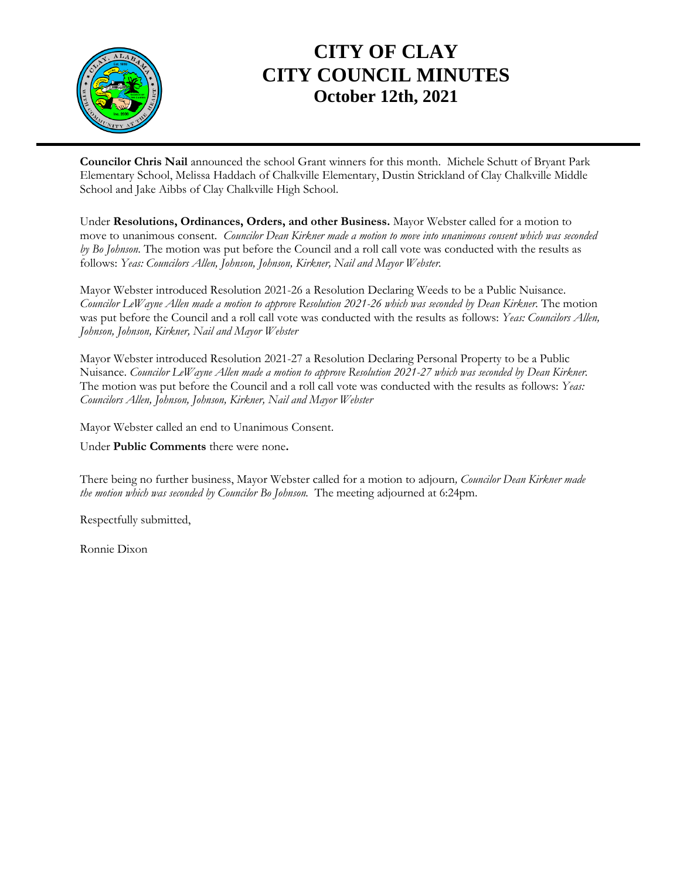# CITY OF CLAY
# CITY COUNCIL MINUTES
## October 12th, 2021

**Councilor Chris Nail** announced the school Grant winners for this month. Michele Schutt of Bryant Park Elementary School, Melissa Haddach of Chalkville Elementary, Dustin Strickland of Clay Chalkville Middle School and Jake Aibbs of Clay Chalkville High School.

Under **Resolutions, Ordinances, Orders, and other Business.** Mayor Webster called for a motion to move to unanimous consent. *Councilor Dean Kirkner made a motion to move into unanimous consent which was seconded by Bo Johnson.* The motion was put before the Council and a roll call vote was conducted with the results as follows: *Yeas: Councilors Allen, Johnson, Johnson, Kirkner, Nail and Mayor Webster.*

Mayor Webster introduced Resolution 2021-26 a Resolution Declaring Weeds to be a Public Nuisance. *Councilor LeWayne Allen made a motion to approve Resolution 2021-26 which was seconded by Dean Kirkner.* The motion was put before the Council and a roll call vote was conducted with the results as follows: *Yeas: Councilors Allen, Johnson, Johnson, Kirkner, Nail and Mayor Webster*

Mayor Webster introduced Resolution 2021-27 a Resolution Declaring Personal Property to be a Public Nuisance. *Councilor LeWayne Allen made a motion to approve Resolution 2021-27 which was seconded by Dean Kirkner.* The motion was put before the Council and a roll call vote was conducted with the results as follows: *Yeas: Councilors Allen, Johnson, Johnson, Kirkner, Nail and Mayor Webster*

Mayor Webster called an end to Unanimous Consent.

Under **Public Comments** there were none**.**

There being no further business, Mayor Webster called for a motion to adjourn*, Councilor Dean Kirkner made the motion which was seconded by Councilor Bo Johnson.* The meeting adjourned at 6:24pm.

Respectfully submitted,

Ronnie Dixon